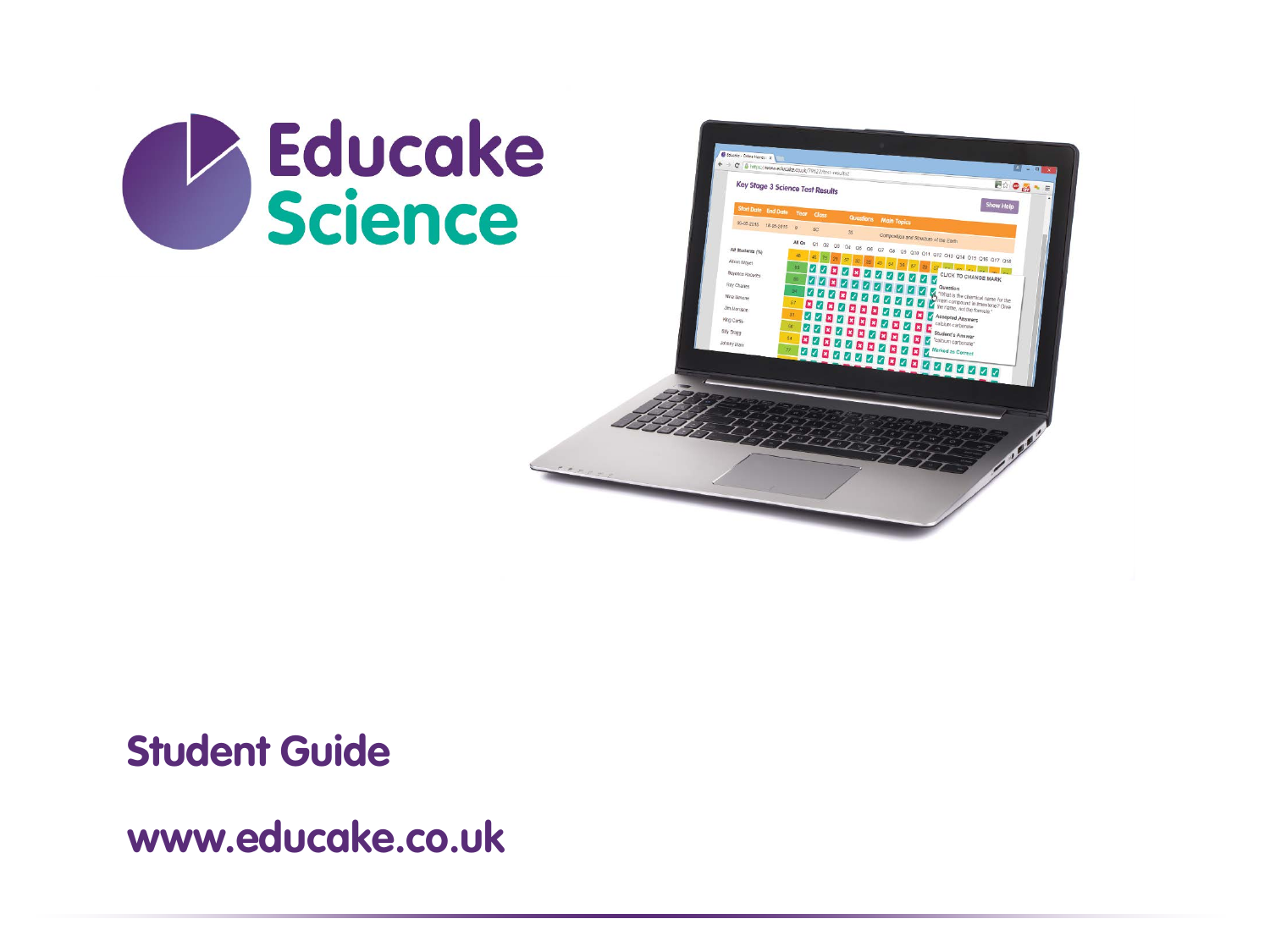# Educake Science

## Student Guide

**www.educake.co.uk**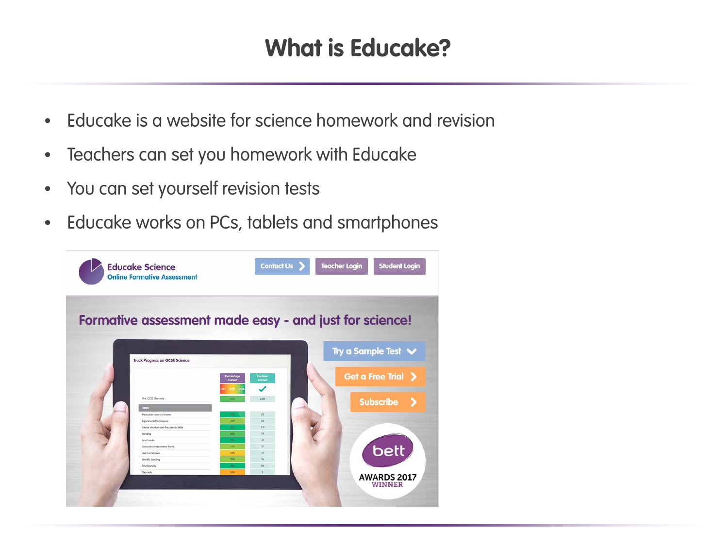# What is Educake?

- Educake is a website for science homework and revision
- Teachers can set you homework with Educake
- You can set yourself revision tests
- Educake works on PCs, tablets and smartphones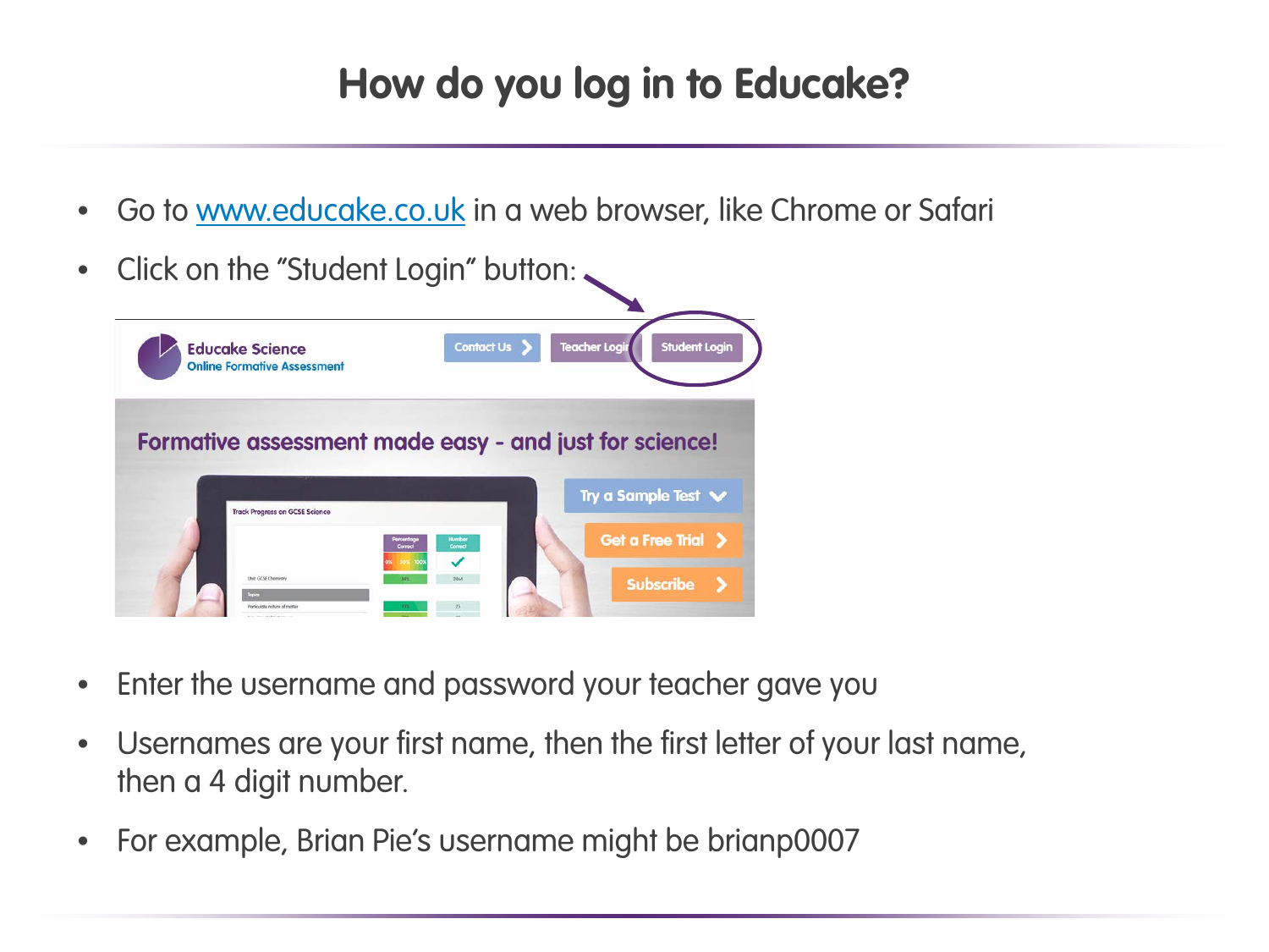# How do you log in to Educake?

- Go to www.educake.co.uk in a web browser, like Chrome or Safari
- Click on the "Student Login" button:
- Enter the username and password your teacher gave you
- Usernames are your first name, then the first letter of your last name, then a 4 digit number.
- For example, Brian Pie's username might be brianp0007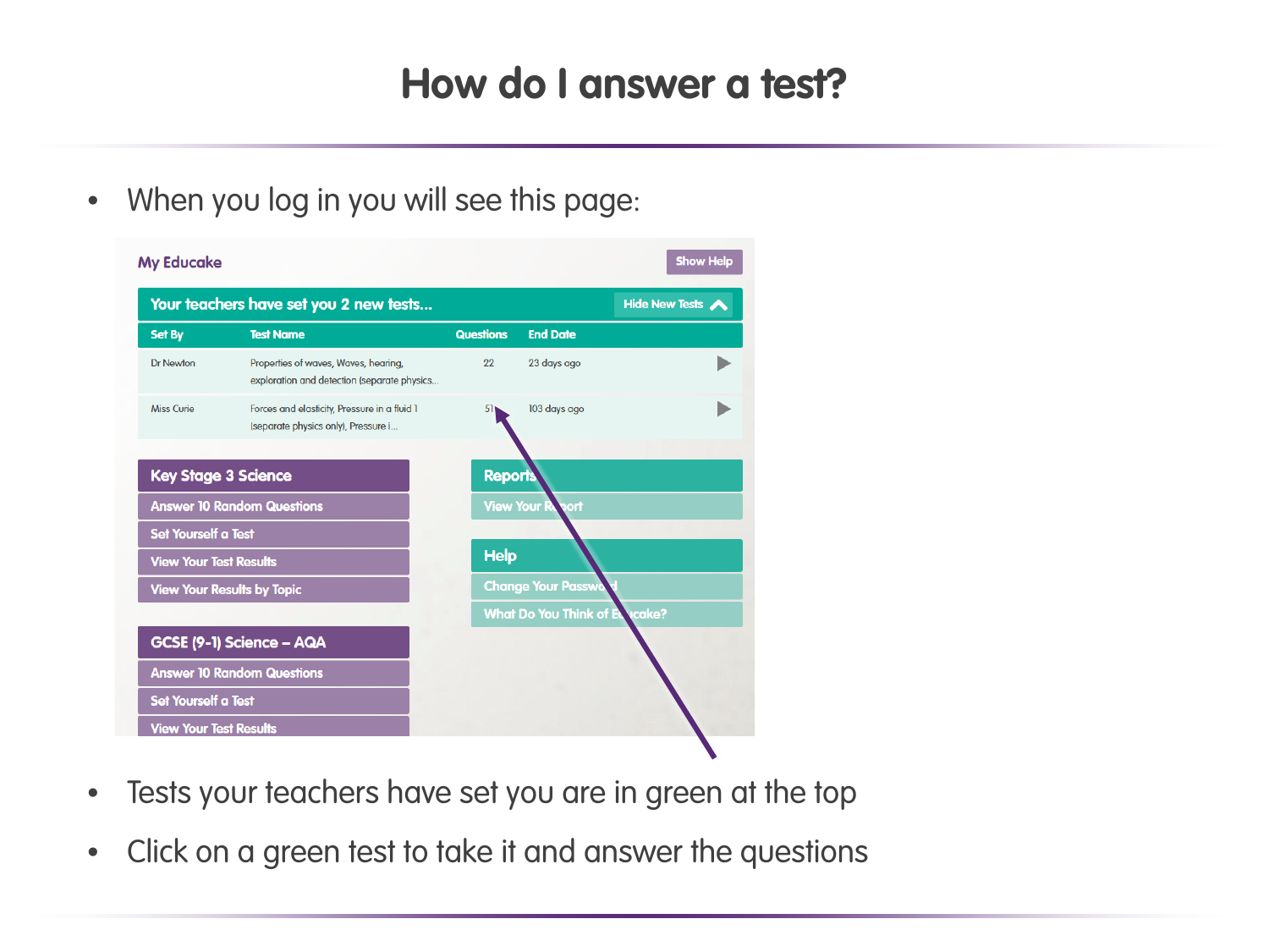# How do I answer a test?

- When you log in you will see this page:

My Educake

Show Help

Your teachers have set you 2 new tests...

Hide New Tests

| Set By | Test Name | Questions | End Date |
|---|---|---|---|
| Dr Newton | Properties of waves, Waves, hearing, exploration and detection (separate physics... | 22 | 23 days ago |
| Miss Curie | Forces and elasticity, Pressure in a fluid 1 (separate physics only), Pressure i... | 51 | 103 days ago |

**Key Stage 3 Science**
- Answer 10 Random Questions
- Set Yourself a Test
- View Your Test Results
- View Your Results by Topic

**Reports**
- View Your Report

**Help**
- Change Your Password
- What Do You Think of Educake?

**GCSE (9-1) Science – AQA**
- Answer 10 Random Questions
- Set Yourself a Test
- View Your Test Results

- Tests your teachers have set you are in green at the top
- Click on a green test to take it and answer the questions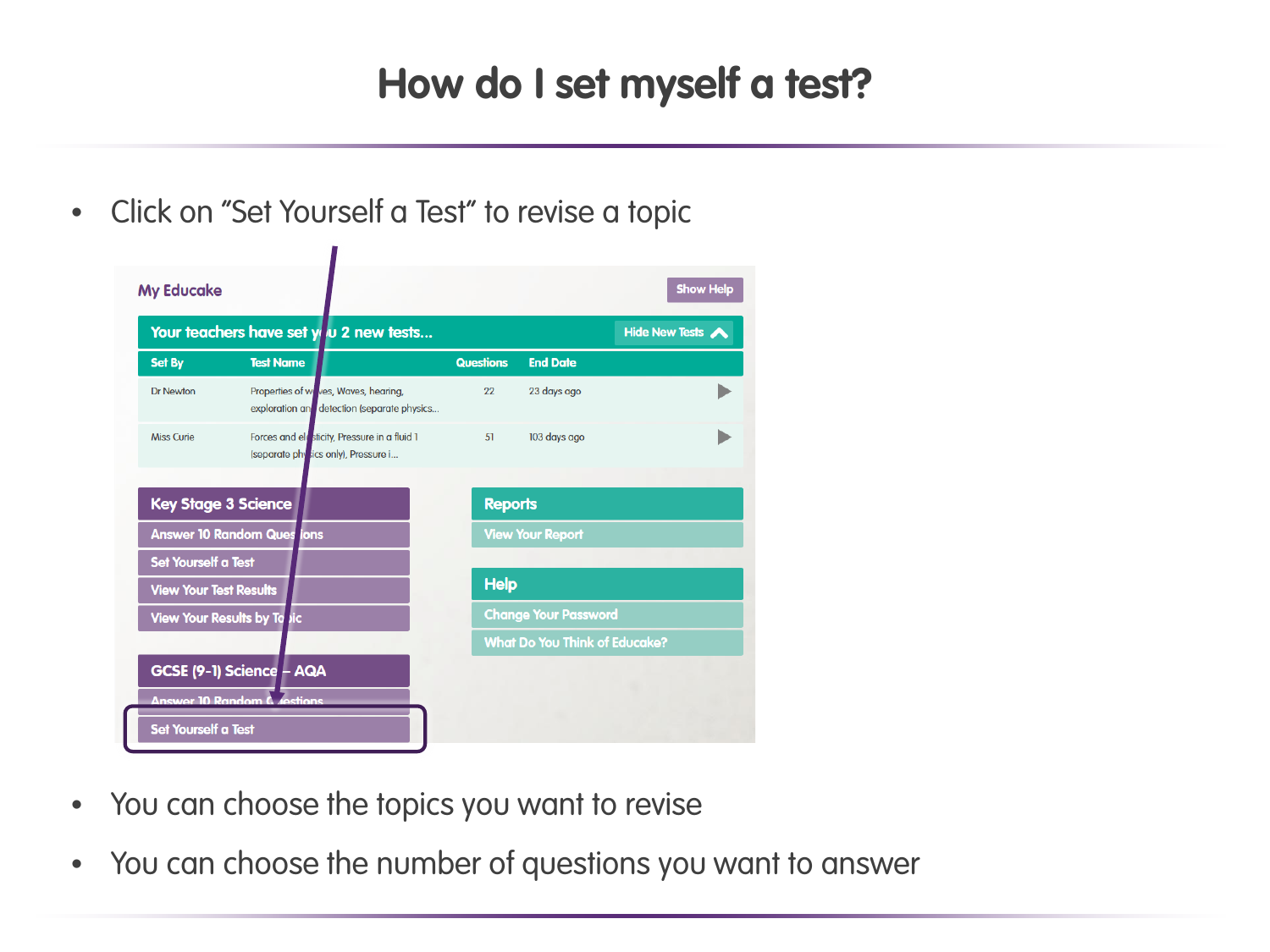# How do I set myself a test?

- Click on "Set Yourself a Test" to revise a topic

My Educake

Show Help

Your teachers have set you 2 new tests...

Hide New Tests

| Set By | Test Name | Questions | End Date |
| --- | --- | --- | --- |
| Dr Newton | Properties of waves, Waves, hearing, exploration and detection (separate physics... | 22 | 23 days ago |
| Miss Curie | Forces and elasticity, Pressure in a fluid 1 (separate physics only), Pressure i... | 51 | 103 days ago |

**Key Stage 3 Science**
- Answer 10 Random Questions
- Set Yourself a Test
- View Your Test Results
- View Your Results by Topic

**GCSE (9-1) Science – AQA**
- Answer 10 Random Questions
- Set Yourself a Test

**Reports**
- View Your Report

**Help**
- Change Your Password
- What Do You Think of Educake?

- You can choose the topics you want to revise
- You can choose the number of questions you want to answer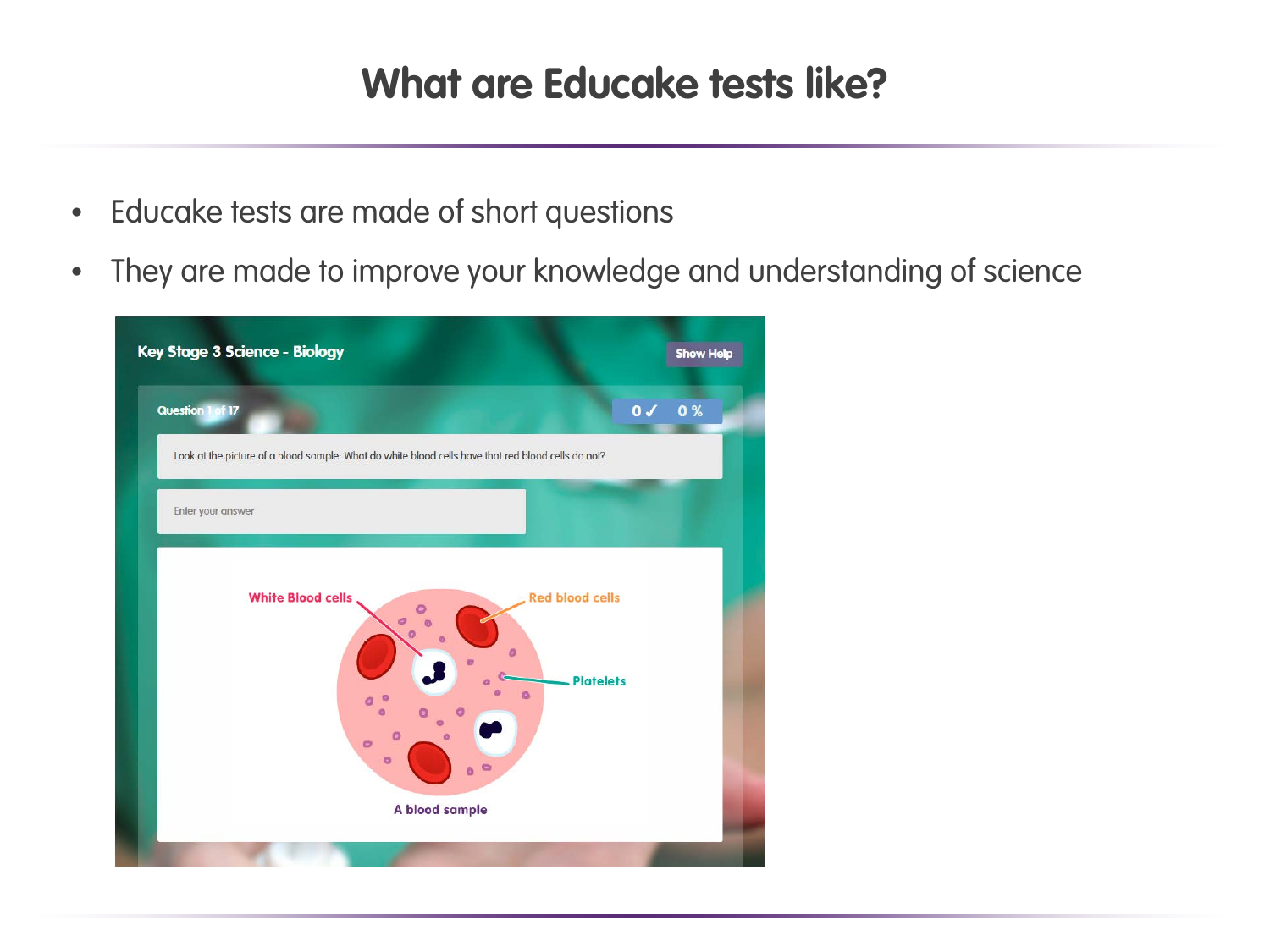# What are Educake tests like?

- Educake tests are made of short questions
- They are made to improve your knowledge and understanding of science

Key Stage 3 Science - Biology

Show Help

Question 1 of 17

0 ✓ 0 %

Look at the picture of a blood sample: What do white blood cells have that red blood cells do not?

Enter your answer

White Blood cells

Red blood cells

Platelets

A blood sample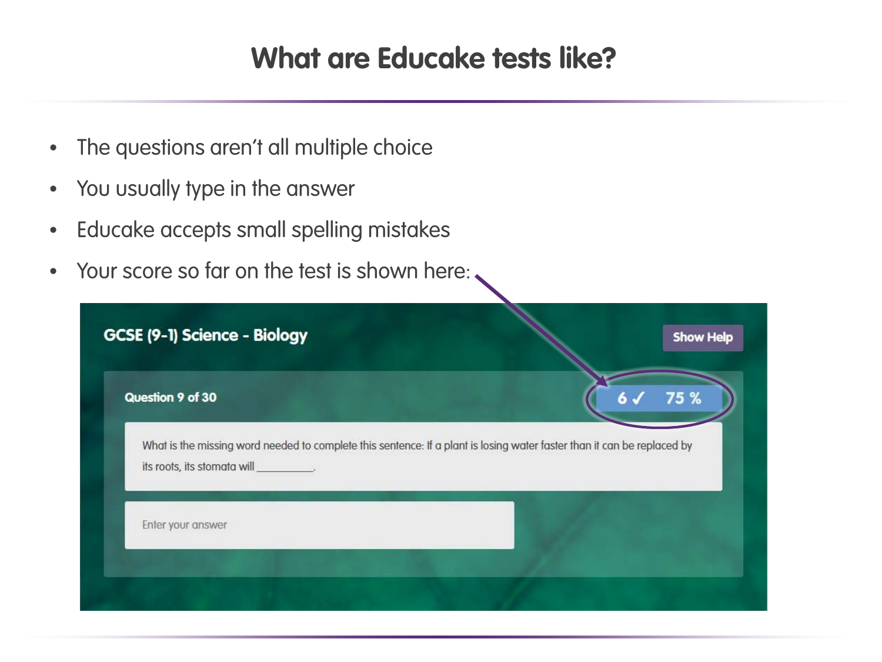# What are Educake tests like?

- The questions aren't all multiple choice
- You usually type in the answer
- Educake accepts small spelling mistakes
- Your score so far on the test is shown here:

GCSE (9-1) Science - Biology

Show Help

Question 9 of 30

6 ✓ 75 %

What is the missing word needed to complete this sentence: If a plant is losing water faster than it can be replaced by its roots, its stomata will ________.

Enter your answer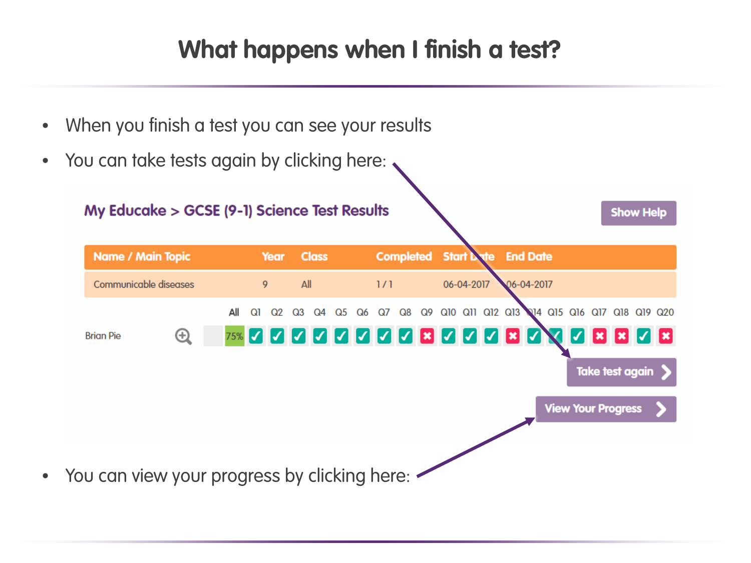# What happens when I finish a test?

- When you finish a test you can see your results
- You can take tests again by clicking here:

**My Educake > GCSE (9-1) Science Test Results**

Show Help

| Name / Main Topic | Year | Class | Completed | Start Date | End Date |
|---|---|---|---|---|---|
| Communicable diseases | 9 | All | 1 / 1 | 06-04-2017 | 06-04-2017 |

| | All | Q1 | Q2 | Q3 | Q4 | Q5 | Q6 | Q7 | Q8 | Q9 | Q10 | Q11 | Q12 | Q13 | Q14 | Q15 | Q16 | Q17 | Q18 | Q19 | Q20 |
|---|---|---|---|---|---|---|---|---|---|---|---|---|---|---|---|---|---|---|---|---|---|
| Brian Pie | 75% | ✓ | ✓ | ✓ | ✓ | ✓ | ✓ | ✓ | ✓ | ✗ | ✓ | ✓ | ✓ | ✗ | ✓ | ✓ | ✓ | ✗ | ✗ | ✓ | ✗ |

Take test again

View Your Progress

- You can view your progress by clicking here: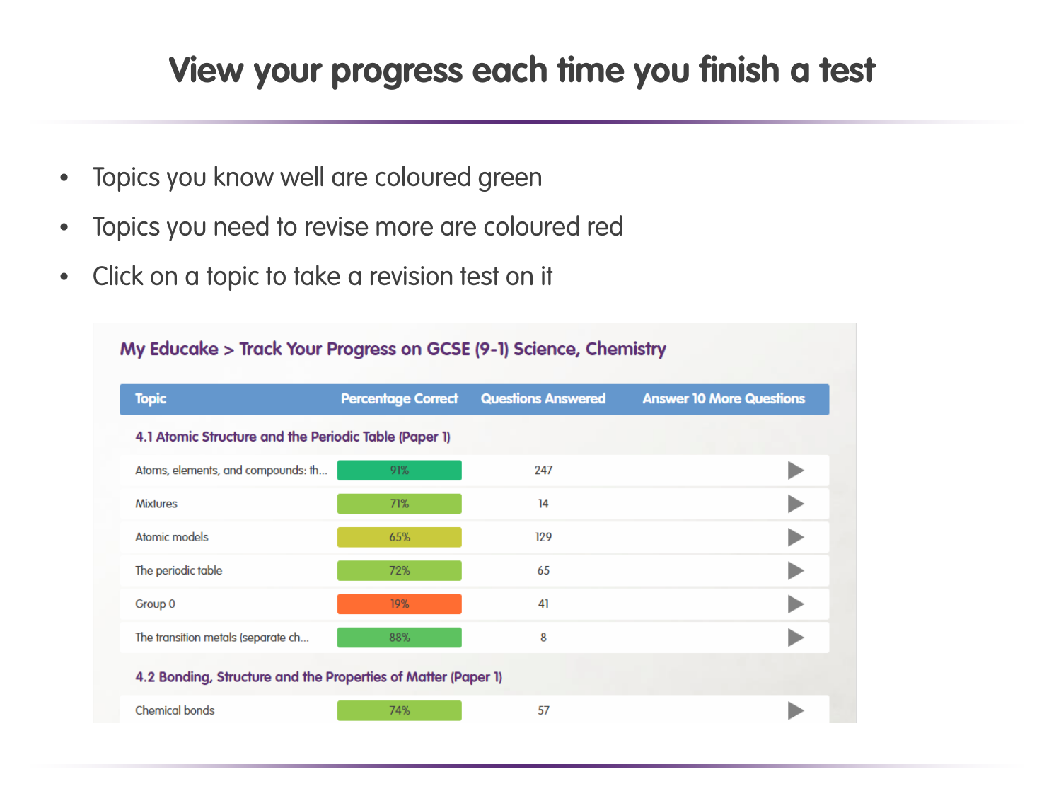# View your progress each time you finish a test

- Topics you know well are coloured green
- Topics you need to revise more are coloured red
- Click on a topic to take a revision test on it

**My Educake > Track Your Progress on GCSE (9-1) Science, Chemistry**

| Topic | Percentage Correct | Questions Answered | Answer 10 More Questions |
| --- | --- | --- | --- |
| **4.1 Atomic Structure and the Periodic Table (Paper 1)** | | | |
| Atoms, elements, and compounds: th... | 91% | 247 | ▶ |
| Mixtures | 71% | 14 | ▶ |
| Atomic models | 65% | 129 | ▶ |
| The periodic table | 72% | 65 | ▶ |
| Group 0 | 19% | 41 | ▶ |
| The transition metals (separate ch... | 88% | 8 | ▶ |
| **4.2 Bonding, Structure and the Properties of Matter (Paper 1)** | | | |
| Chemical bonds | 74% | 57 | ▶ |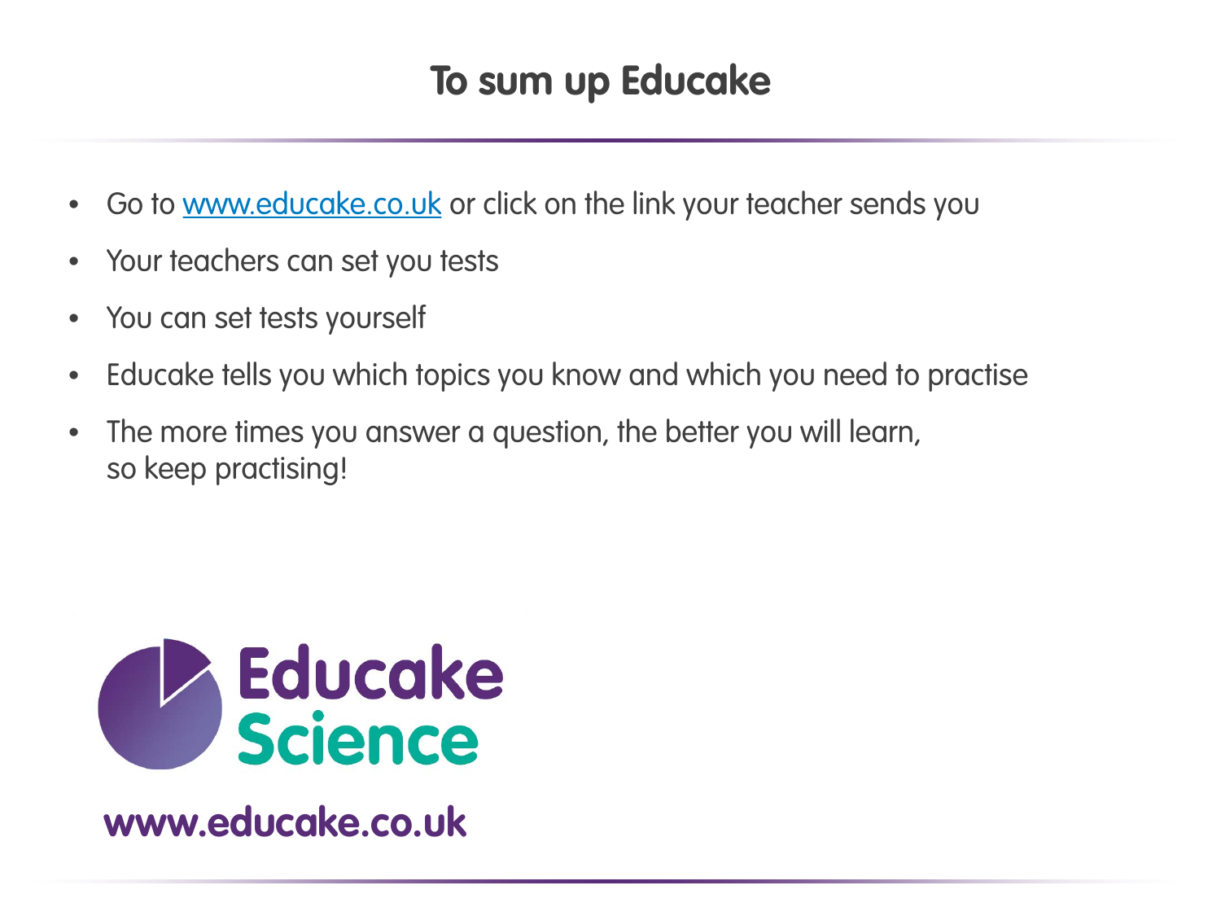# To sum up Educake

- Go to www.educake.co.uk or click on the link your teacher sends you
- Your teachers can set you tests
- You can set tests yourself
- Educake tells you which topics you know and which you need to practise
- The more times you answer a question, the better you will learn, so keep practising!

Educake Science

www.educake.co.uk